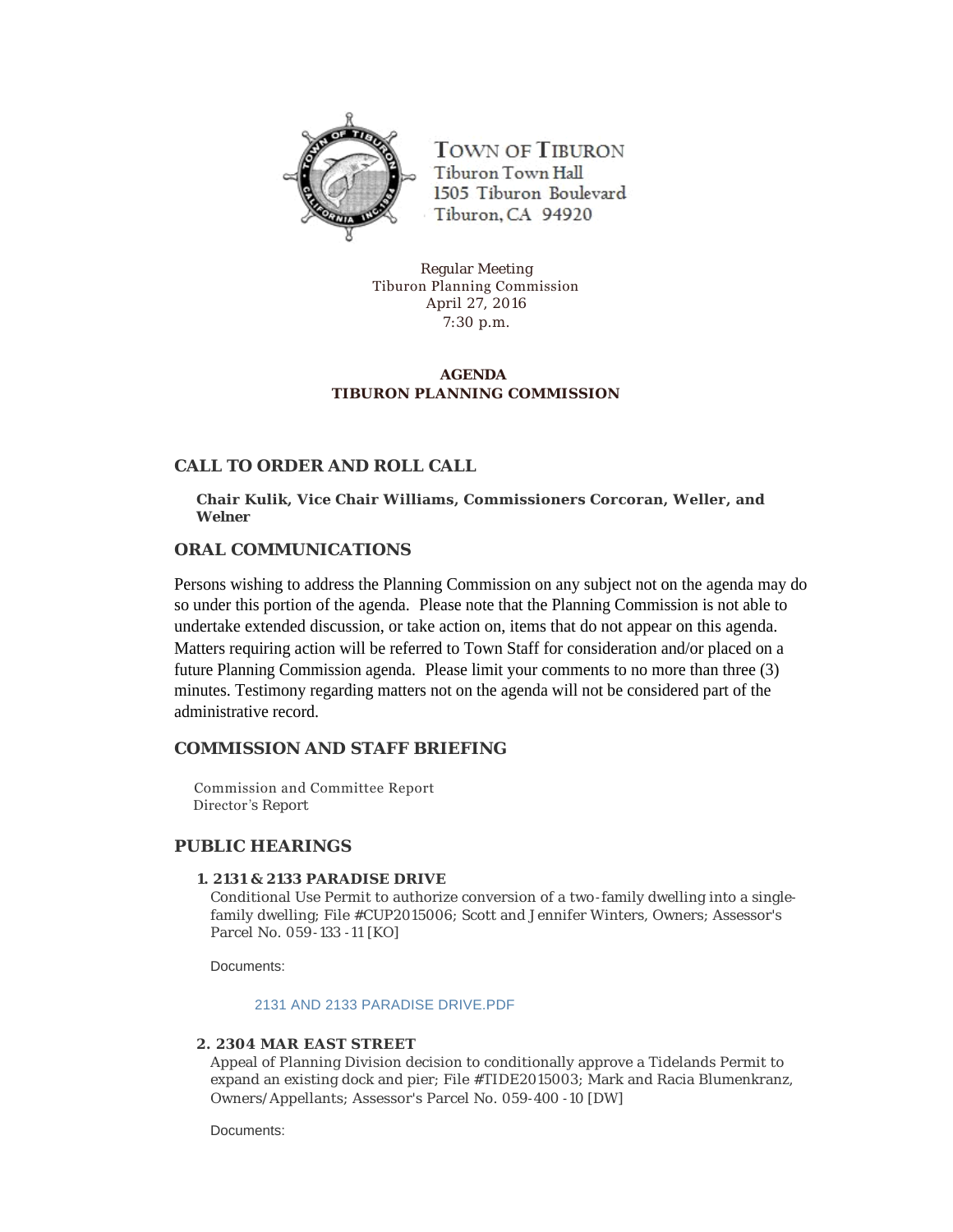TOWN OF TIBURON
Tiburon Town Hall
1505 Tiburon Boulevard
Tiburon, CA 94920

Regular Meeting
Tiburon Planning Commission
April 27, 2016
7:30 p.m.

**AGENDA**
**TIBURON PLANNING COMMISSION**

## CALL TO ORDER AND ROLL CALL

**Chair Kulik, Vice Chair Williams, Commissioners Corcoran, Weller, and Welner**

## ORAL COMMUNICATIONS

Persons wishing to address the Planning Commission on any subject not on the agenda may do so under this portion of the agenda. Please note that the Planning Commission is not able to undertake extended discussion, or take action on, items that do not appear on this agenda. Matters requiring action will be referred to Town Staff for consideration and/or placed on a future Planning Commission agenda. Please limit your comments to no more than three (3) minutes. Testimony regarding matters not on the agenda will not be considered part of the administrative record.

## COMMISSION AND STAFF BRIEFING

Commission and Committee Report
Director's Report

## PUBLIC HEARINGS

### 1. 2131 & 2133 PARADISE DRIVE

Conditional Use Permit to authorize conversion of a two-family dwelling into a single-family dwelling; File #CUP2015006; Scott and Jennifer Winters, Owners; Assessor's Parcel No. 059-133-11 [KO]

Documents:

2131 AND 2133 PARADISE DRIVE.PDF

### 2. 2304 MAR EAST STREET

Appeal of Planning Division decision to conditionally approve a Tidelands Permit to expand an existing dock and pier; File #TIDE2015003; Mark and Racia Blumenkranz, Owners/Appellants; Assessor's Parcel No. 059-400-10 [DW]

Documents: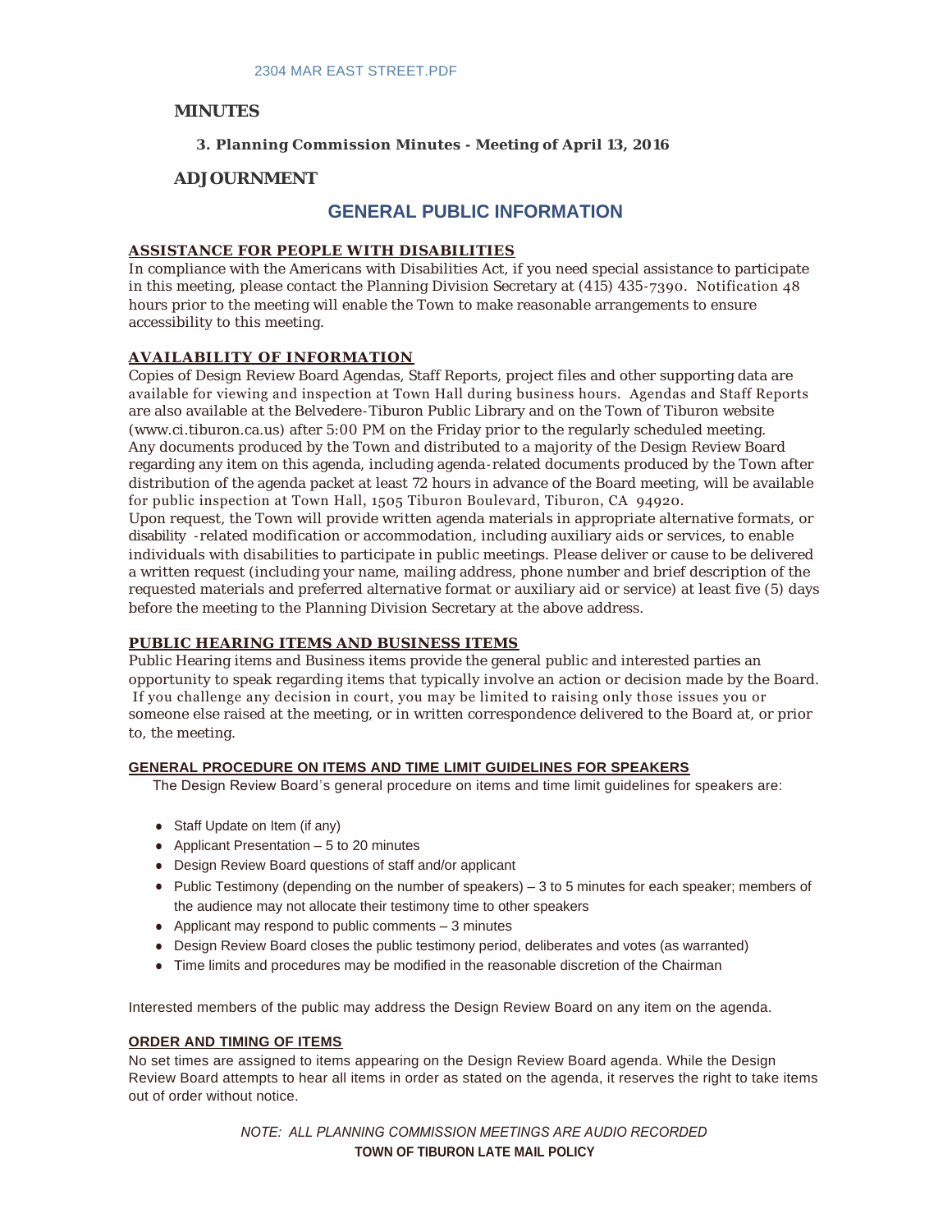2304 MAR EAST STREET.PDF

## MINUTES

**3. Planning Commission Minutes - Meeting of April 13, 2016**

## ADJOURNMENT

# GENERAL PUBLIC INFORMATION

**ASSISTANCE FOR PEOPLE WITH DISABILITIES**

In compliance with the Americans with Disabilities Act, if you need special assistance to participate in this meeting, please contact the Planning Division Secretary at (415) 435-7390. Notification 48 hours prior to the meeting will enable the Town to make reasonable arrangements to ensure accessibility to this meeting.

**AVAILABILITY OF INFORMATION**

Copies of Design Review Board Agendas, Staff Reports, project files and other supporting data are available for viewing and inspection at Town Hall during business hours. Agendas and Staff Reports are also available at the Belvedere-Tiburon Public Library and on the Town of Tiburon website (www.ci.tiburon.ca.us) after 5:00 PM on the Friday prior to the regularly scheduled meeting.
Any documents produced by the Town and distributed to a majority of the Design Review Board regarding any item on this agenda, including agenda-related documents produced by the Town after distribution of the agenda packet at least 72 hours in advance of the Board meeting, will be available for public inspection at Town Hall, 1505 Tiburon Boulevard, Tiburon, CA 94920.
Upon request, the Town will provide written agenda materials in appropriate alternative formats, or disability -related modification or accommodation, including auxiliary aids or services, to enable individuals with disabilities to participate in public meetings. Please deliver or cause to be delivered a written request (including your name, mailing address, phone number and brief description of the requested materials and preferred alternative format or auxiliary aid or service) at least five (5) days before the meeting to the Planning Division Secretary at the above address.

**PUBLIC HEARING ITEMS AND BUSINESS ITEMS**

Public Hearing items and Business items provide the general public and interested parties an opportunity to speak regarding items that typically involve an action or decision made by the Board. If you challenge any decision in court, you may be limited to raising only those issues you or someone else raised at the meeting, or in written correspondence delivered to the Board at, or prior to, the meeting.

**GENERAL PROCEDURE ON ITEMS AND TIME LIMIT GUIDELINES FOR SPEAKERS**

The Design Review Board's general procedure on items and time limit guidelines for speakers are:

- Staff Update on Item (if any)
- Applicant Presentation – 5 to 20 minutes
- Design Review Board questions of staff and/or applicant
- Public Testimony (depending on the number of speakers) – 3 to 5 minutes for each speaker; members of the audience may not allocate their testimony time to other speakers
- Applicant may respond to public comments – 3 minutes
- Design Review Board closes the public testimony period, deliberates and votes (as warranted)
- Time limits and procedures may be modified in the reasonable discretion of the Chairman

Interested members of the public may address the Design Review Board on any item on the agenda.

**ORDER AND TIMING OF ITEMS**

No set times are assigned to items appearing on the Design Review Board agenda. While the Design Review Board attempts to hear all items in order as stated on the agenda, it reserves the right to take items out of order without notice.

*NOTE: ALL PLANNING COMMISSION MEETINGS ARE AUDIO RECORDED*

**TOWN OF TIBURON LATE MAIL POLICY**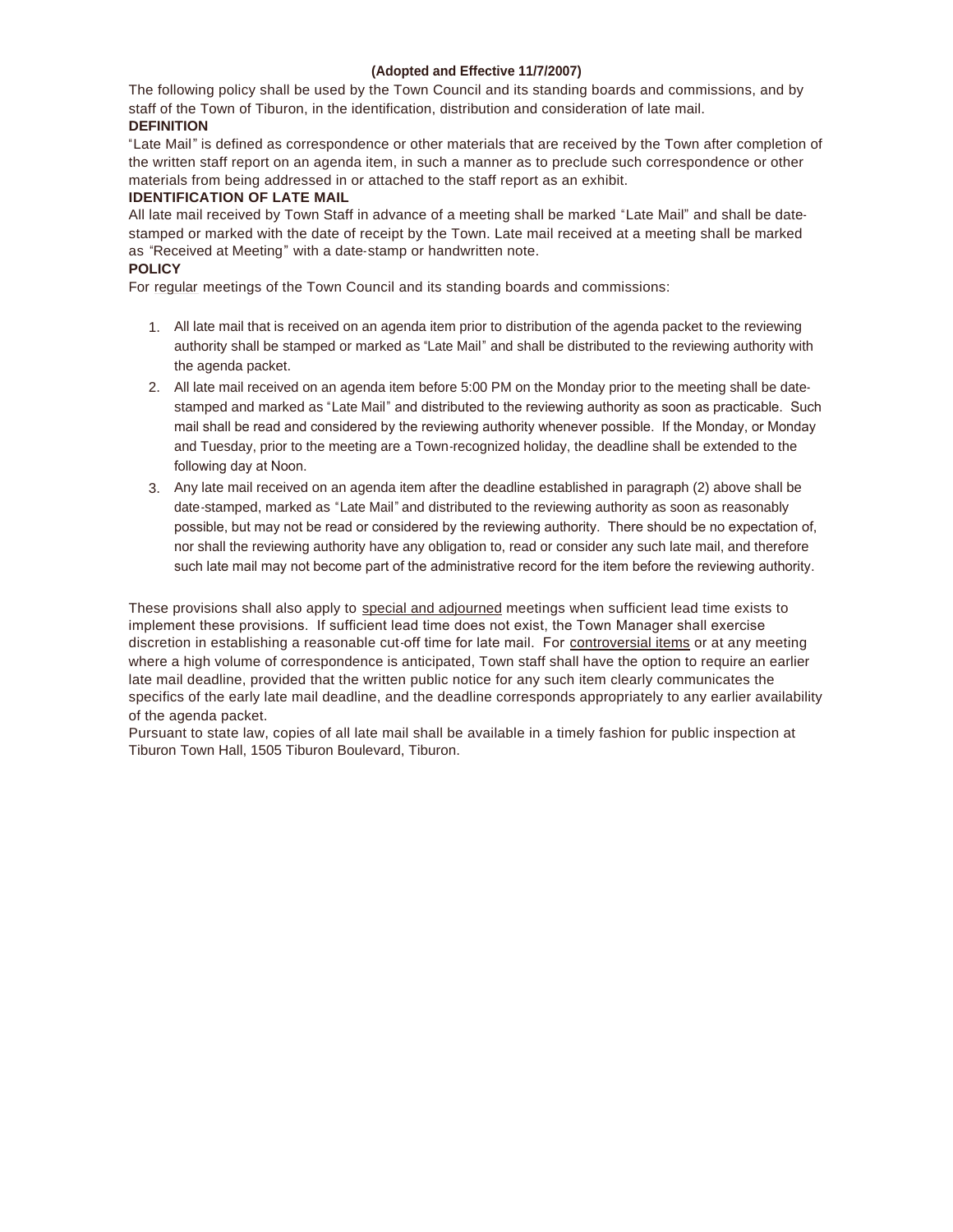**(Adopted and Effective 11/7/2007)**

The following policy shall be used by the Town Council and its standing boards and commissions, and by staff of the Town of Tiburon, in the identification, distribution and consideration of late mail.

**DEFINITION**

"Late Mail" is defined as correspondence or other materials that are received by the Town after completion of the written staff report on an agenda item, in such a manner as to preclude such correspondence or other materials from being addressed in or attached to the staff report as an exhibit.

**IDENTIFICATION OF LATE MAIL**

All late mail received by Town Staff in advance of a meeting shall be marked "Late Mail" and shall be date-stamped or marked with the date of receipt by the Town. Late mail received at a meeting shall be marked as "Received at Meeting" with a date-stamp or handwritten note.

**POLICY**

For <u>regular</u> meetings of the Town Council and its standing boards and commissions:

1. All late mail that is received on an agenda item prior to distribution of the agenda packet to the reviewing authority shall be stamped or marked as "Late Mail" and shall be distributed to the reviewing authority with the agenda packet.
2. All late mail received on an agenda item before 5:00 PM on the Monday prior to the meeting shall be date-stamped and marked as "Late Mail" and distributed to the reviewing authority as soon as practicable. Such mail shall be read and considered by the reviewing authority whenever possible. If the Monday, or Monday and Tuesday, prior to the meeting are a Town-recognized holiday, the deadline shall be extended to the following day at Noon.
3. Any late mail received on an agenda item after the deadline established in paragraph (2) above shall be date-stamped, marked as "Late Mail" and distributed to the reviewing authority as soon as reasonably possible, but may not be read or considered by the reviewing authority. There should be no expectation of, nor shall the reviewing authority have any obligation to, read or consider any such late mail, and therefore such late mail may not become part of the administrative record for the item before the reviewing authority.

These provisions shall also apply to <u>special and adjourned</u> meetings when sufficient lead time exists to implement these provisions. If sufficient lead time does not exist, the Town Manager shall exercise discretion in establishing a reasonable cut-off time for late mail. For <u>controversial items</u> or at any meeting where a high volume of correspondence is anticipated, Town staff shall have the option to require an earlier late mail deadline, provided that the written public notice for any such item clearly communicates the specifics of the early late mail deadline, and the deadline corresponds appropriately to any earlier availability of the agenda packet.

Pursuant to state law, copies of all late mail shall be available in a timely fashion for public inspection at Tiburon Town Hall, 1505 Tiburon Boulevard, Tiburon.